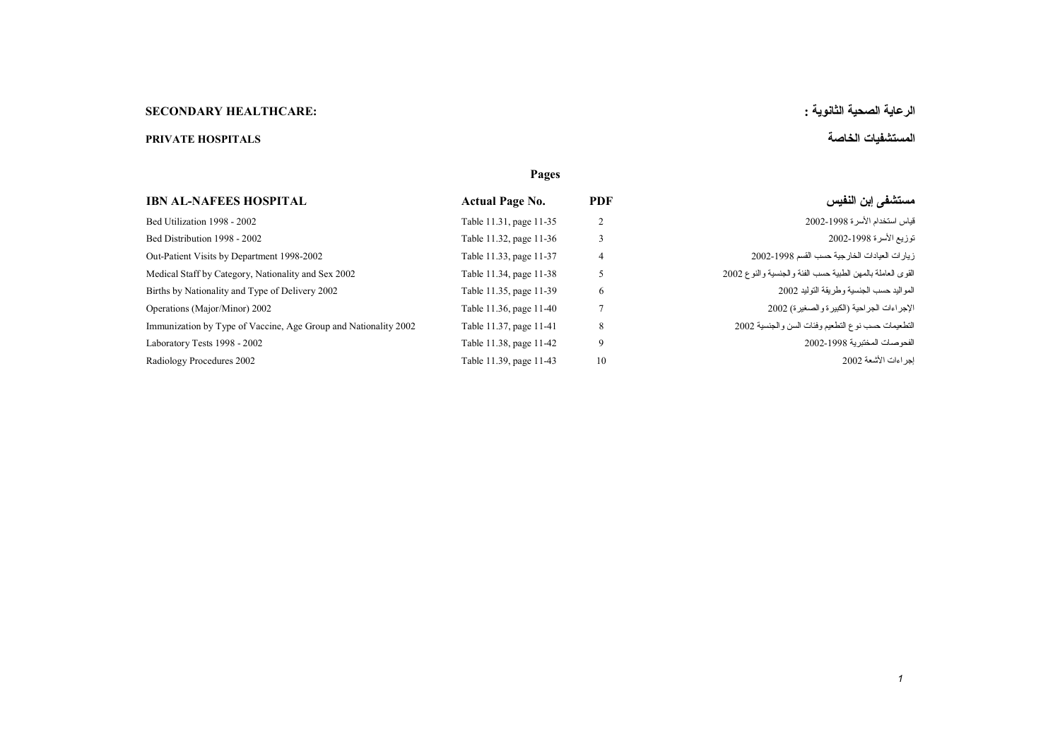## SECONDARY HEALTHCARE: — الرعاية الصحية الثانوية :

### PRIVATE HOSPITALS — المستشفيات الخاصة

| | Pages | | |
|---|---|---|---|
| **IBN AL-NAFEES HOSPITAL** | **Actual Page No.** | **PDF** | **مستشفى إبن النفيس** |
| Bed Utilization 1998 - 2002 | Table 11.31, page 11-35 | 2 | قياس استخدام الأسرة 1998-2002 |
| Bed Distribution 1998 - 2002 | Table 11.32, page 11-36 | 3 | توزيع الأسرة 1998-2002 |
| Out-Patient Visits by Department 1998-2002 | Table 11.33, page 11-37 | 4 | زيارات العيادات الخارجية حسب القسم 1998-2002 |
| Medical Staff by Category, Nationality and Sex 2002 | Table 11.34, page 11-38 | 5 | القوى العاملة بالمهن الطبية حسب الفئة والجنسية والنوع 2002 |
| Births by Nationality and Type of Delivery 2002 | Table 11.35, page 11-39 | 6 | المواليد حسب الجنسية وطريقة التوليد 2002 |
| Operations (Major/Minor) 2002 | Table 11.36, page 11-40 | 7 | الإجراءات الجراحية (الكبيرة والصغيرة) 2002 |
| Immunization by Type of Vaccine, Age Group and Nationality 2002 | Table 11.37, page 11-41 | 8 | التطعيمات حسب نوع التطعيم وفئات السن والجنسية 2002 |
| Laboratory Tests 1998 - 2002 | Table 11.38, page 11-42 | 9 | الفحوصات المختبرية 1998-2002 |
| Radiology Procedures 2002 | Table 11.39, page 11-43 | 10 | إجراءات الأشعة 2002 |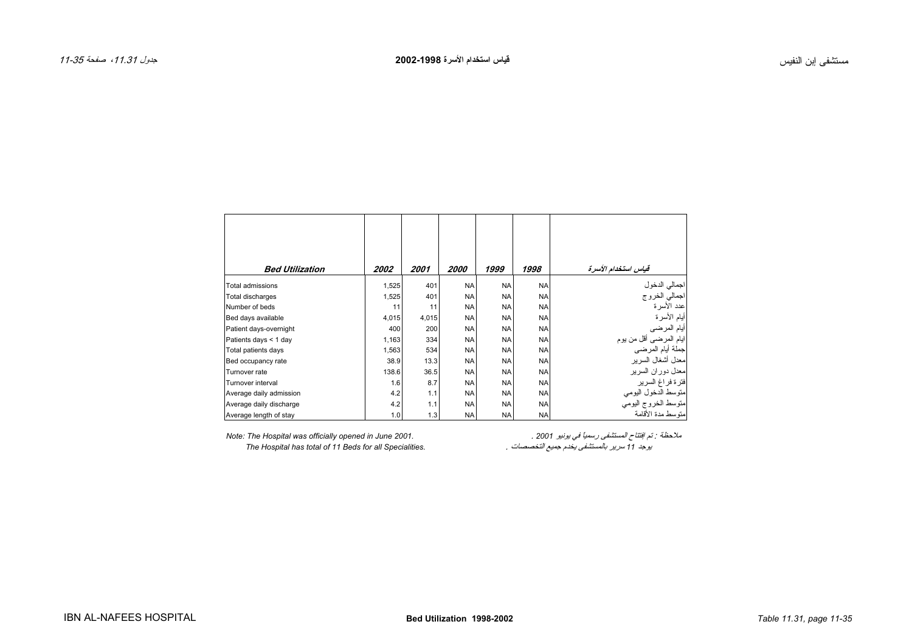| Bed Utilization | 2002 | 2001 | 2000 | 1999 | 1998 | قياس استخدام الأسرة |
|---|---|---|---|---|---|---|
| Total admissions | 1,525 | 401 | NA | NA | NA | اجمالي الدخول |
| Total discharges | 1,525 | 401 | NA | NA | NA | اجمالي الخروج |
| Number of beds | 11 | 11 | NA | NA | NA | عدد الأسرة |
| Bed days available | 4,015 | 4,015 | NA | NA | NA | أيام الأسرة |
| Patient days-overnight | 400 | 200 | NA | NA | NA | أيام المرضى |
| Patients days < 1 day | 1,163 | 334 | NA | NA | NA | أيام المرضى أقل من يوم |
| Total patients days | 1,563 | 534 | NA | NA | NA | جملة أيام المرضى |
| Bed occupancy rate | 38.9 | 13.3 | NA | NA | NA | معدل أشغال السرير |
| Turnover rate | 138.6 | 36.5 | NA | NA | NA | معدل دوران السرير |
| Turnover interval | 1.6 | 8.7 | NA | NA | NA | فترة فراغ السرير |
| Average daily admission | 4.2 | 1.1 | NA | NA | NA | متوسط الدخول اليومي |
| Average daily discharge | 4.2 | 1.1 | NA | NA | NA | متوسط الخروج اليومي |
| Average length of stay | 1.0 | 1.3 | NA | NA | NA | متوسط مدة الأقامة |

*Note: The Hospital was officially opened in June 2001.*
*The Hospital has total of 11 Beds for all Specialities.*

*ملاحظة : تم إفتتاح المستشفى رسمياً في يونيو 2001 .*
*يوجد 11 سرير بالمستشفى يخدم جميع التخصصات .*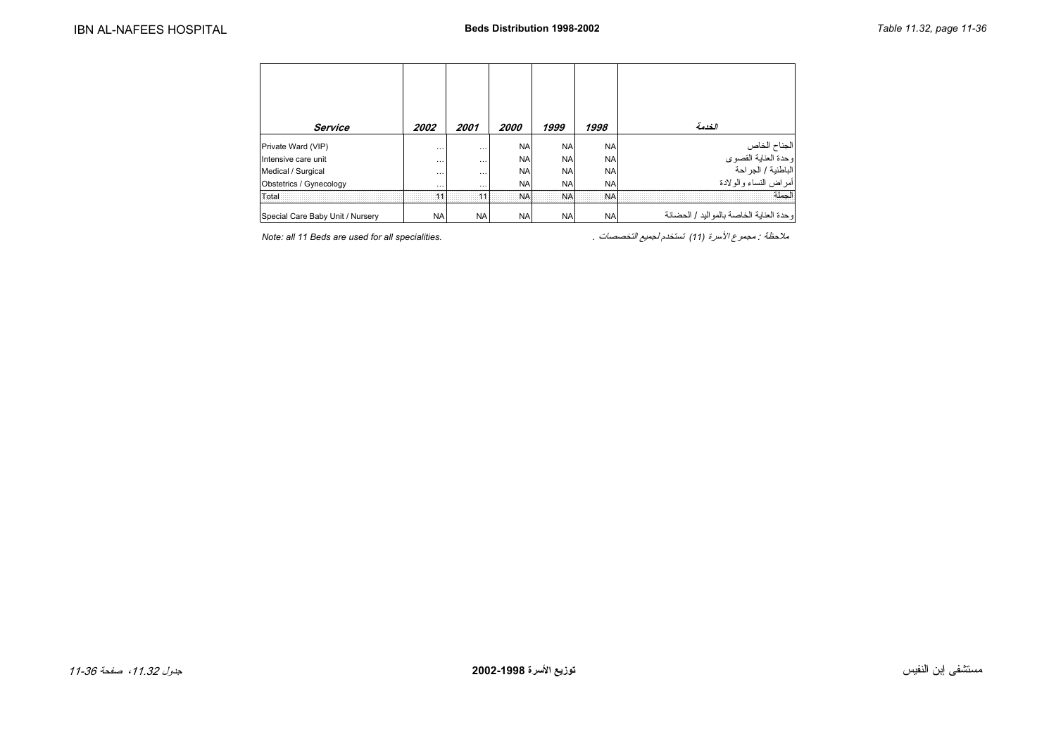| Service | 2002 | 2001 | 2000 | 1999 | 1998 | الخدمة |
|---|---|---|---|---|---|---|
| Private Ward (VIP) | … | … | NA | NA | NA | الجناح الخاص |
| Intensive care unit | … | … | NA | NA | NA | وحدة العناية القصوى |
| Medical / Surgical | … | … | NA | NA | NA | الباطنية / الجراحة |
| Obstetrics / Gynecology | … | … | NA | NA | NA | أمراض النساء والولادة |
| Total | 11 | 11 | NA | NA | NA | الجملة |
| Special Care Baby Unit / Nursery | NA | NA | NA | NA | NA | وحدة العناية الخاصة بالمواليد / الحضانة |

*Note: all 11 Beds are used for all specialities.*

*ملاحظة : مجموع الأسرة (11) تستخدم لجميع التخصصات .*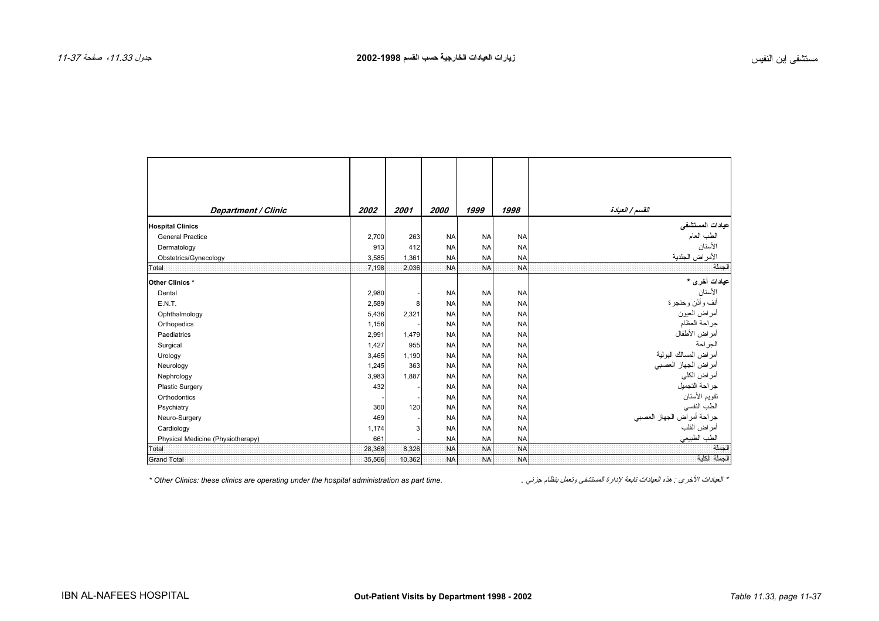# زيارات العيادات الخارجية حسب القسم 1998-2002

## Out-Patient Visits by Department 1998 - 2002

| Department / Clinic | 2002 | 2001 | 2000 | 1999 | 1998 | القسم / العيادة |
|---|---|---|---|---|---|---|
| **Hospital Clinics** | | | | | | **عيادات المستشفى** |
| General Practice | 2,700 | 263 | NA | NA | NA | الطب العام |
| Dermatology | 913 | 412 | NA | NA | NA | الأسنان |
| Obstetrics/Gynecology | 3,585 | 1,361 | NA | NA | NA | الأمراض الجلدية |
| Total | 7,198 | 2,036 | NA | NA | NA | الجملة |
| **Other Clinics *** | | | | | | **عيادات أخرى *** |
| Dental | 2,980 | - | NA | NA | NA | الأسنان |
| E.N.T. | 2,589 | 8 | NA | NA | NA | أنف وأذن وحنجرة |
| Ophthalmology | 5,436 | 2,321 | NA | NA | NA | أمراض العيون |
| Orthopedics | 1,156 | - | NA | NA | NA | جراحة العظام |
| Paediatrics | 2,991 | 1,479 | NA | NA | NA | أمراض الأطفال |
| Surgical | 1,427 | 955 | NA | NA | NA | الجراحة |
| Urology | 3,465 | 1,190 | NA | NA | NA | أمراض المسالك البولية |
| Neurology | 1,245 | 363 | NA | NA | NA | أمراض الجهاز العصبي |
| Nephrology | 3,983 | 1,887 | NA | NA | NA | أمراض الكلى |
| Plastic Surgery | 432 | - | NA | NA | NA | جراحة التجميل |
| Orthodontics | - | - | NA | NA | NA | تقويم الأسنان |
| Psychiatry | 360 | 120 | NA | NA | NA | الطب النفسي |
| Neuro-Surgery | 469 | - | NA | NA | NA | جراحة أمراض الجهاز العصبي |
| Cardiology | 1,174 | 3 | NA | NA | NA | أمراض القلب |
| Physical Medicine (Physiotherapy) | 661 | - | NA | NA | NA | الطب الطبيعي |
| Total | 28,368 | 8,326 | NA | NA | NA | الجملة |
| Grand Total | 35,566 | 10,362 | NA | NA | NA | الجملة الكلية |

*\* Other Clinics: these clinics are operating under the hospital administration as part time.*

*\* العيادات الأخرى : هذه العيادات تابعة لإدارة المستشفى وتعمل بنظام جزئي .*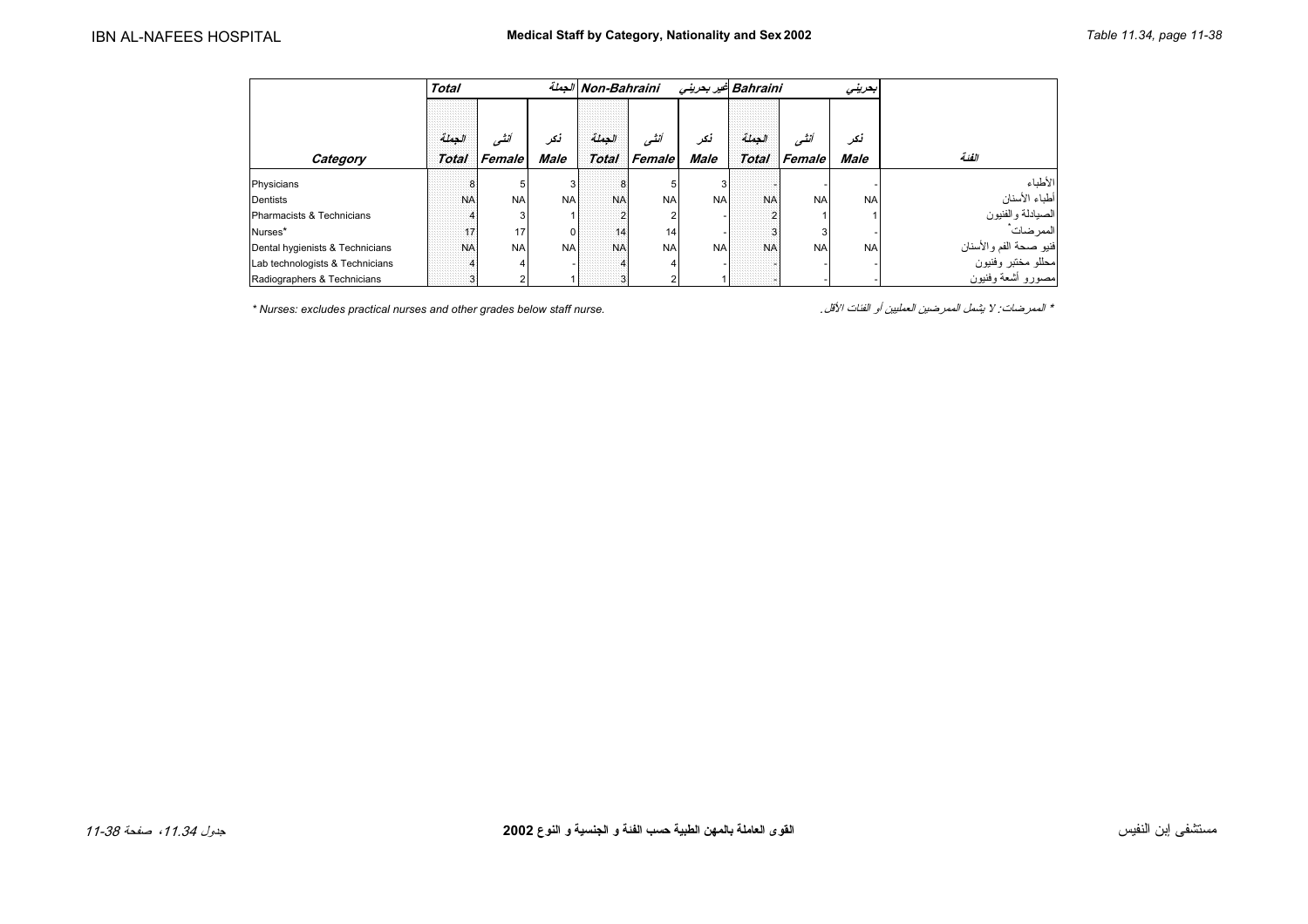# Medical Staff by Category, Nationality and Sex 2002

| Category | Total الجملة | | | Non-Bahraini غير بحريني | | | Bahraini بحريني | | | الفئة |
|---|---|---|---|---|---|---|---|---|---|---|
| | الجملة Total | أنثى Female | ذكر Male | الجملة Total | أنثى Female | ذكر Male | الجملة Total | أنثى Female | ذكر Male | |
| Physicians | 8 | 5 | 3 | 8 | 5 | 3 | - | - | - | الأطباء |
| Dentists | NA | NA | NA | NA | NA | NA | NA | NA | NA | أطباء الأسنان |
| Pharmacists & Technicians | 4 | 3 | 1 | 2 | 2 | - | 2 | 1 | 1 | الصيادلة والفنيون |
| Nurses* | 17 | 17 | 0 | 14 | 14 | - | 3 | 3 | - | الممرضات* |
| Dental hygienists & Technicians | NA | NA | NA | NA | NA | NA | NA | NA | NA | فنيو صحة الفم والأسنان |
| Lab technologists & Technicians | 4 | 4 | - | 4 | 4 | - | - | - | - | محللو مختبر وفنيون |
| Radiographers & Technicians | 3 | 2 | 1 | 3 | 2 | 1 | - | - | - | مصورو أشعة وفنيون |

* Nurses: excludes practical nurses and other grades below staff nurse.

* الممرضات: لا يشمل الممرضين العمليين أو الفئات الأقل.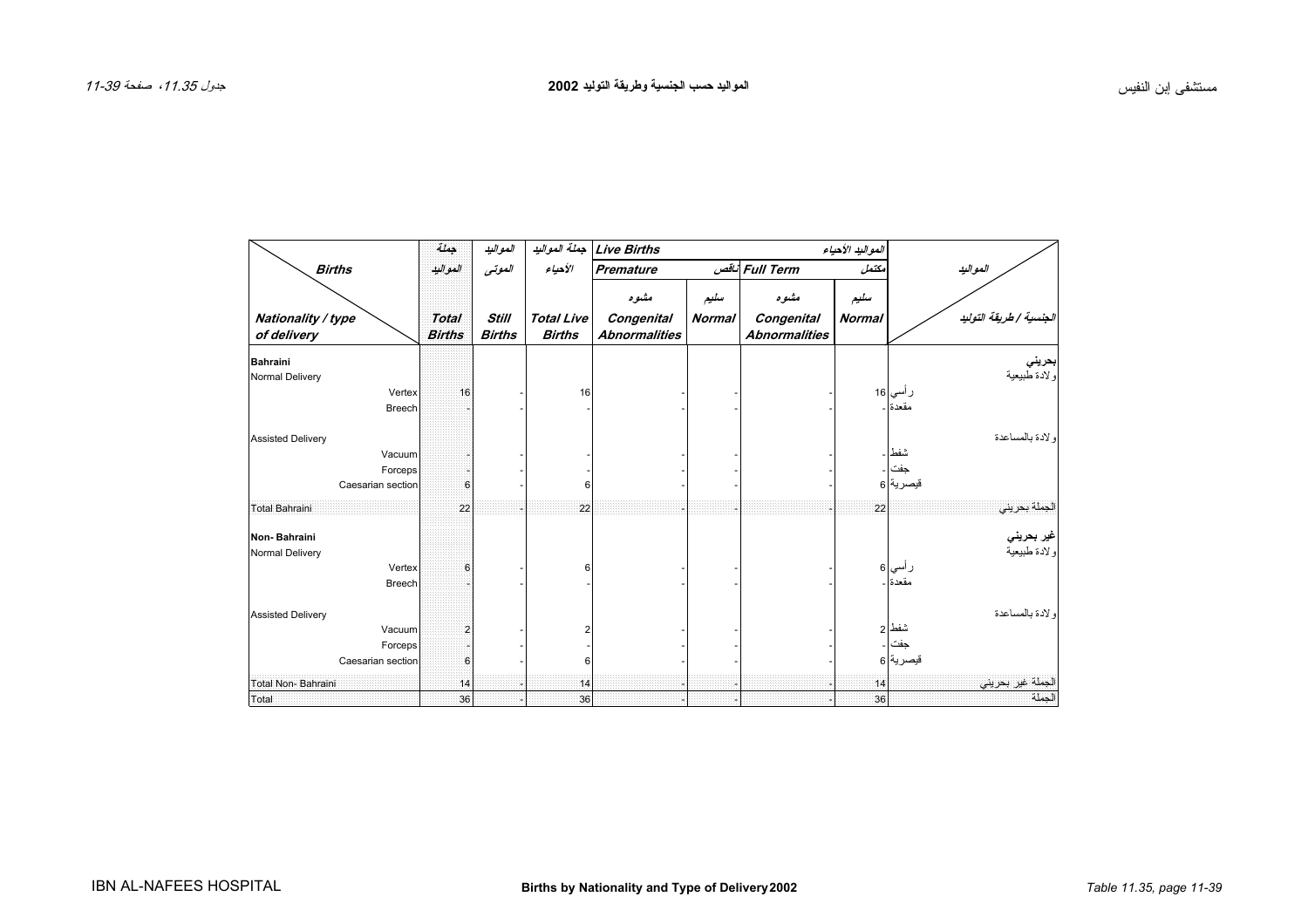# مستشفى إبن النفيس

## المواليد حسب الجنسية وطريقة التوليد 2002

جدول 11.35، صفحة 11-39

| Births / Nationality / type of delivery | Total Births جملة المواليد | Still Births المواليد الموتى | Total Live Births جملة المواليد الأحياء | Live Births المواليد الأحياء: Premature ناقص: Congenital Abnormalities مشوه | Premature ناقص: Normal سليم | Full Term مكتمل: Congenital Abnormalities مشوه | Full Term مكتمل: Normal سليم | المواليد / الجنسية / طريقة التوليد |
|---|---|---|---|---|---|---|---|---|
| **Bahraini** | | | | | | | | **بحريني** |
| Normal Delivery | | | | | | | | ولادة طبيعية |
| Vertex | 16 | - | 16 | - | - | - | 16 | رأسي |
| Breech | - | - | - | - | - | - | - | مقعدة |
| Assisted Delivery | | | | | | | | ولادة بالمساعدة |
| Vacuum | - | - | - | - | - | - | - | شفط |
| Forceps | - | - | - | - | - | - | - | جفت |
| Caesarian section | 6 | - | 6 | - | - | - | 6 | قيصرية |
| Total Bahraini | 22 | - | 22 | - | - | - | 22 | الجملة بحريني |
| **Non- Bahraini** | | | | | | | | **غير بحريني** |
| Normal Delivery | | | | | | | | ولادة طبيعية |
| Vertex | 6 | - | 6 | - | - | - | 6 | رأسي |
| Breech | - | - | - | - | - | - | - | مقعدة |
| Assisted Delivery | | | | | | | | ولادة بالمساعدة |
| Vacuum | 2 | - | 2 | - | - | - | 2 | شفط |
| Forceps | - | - | - | - | - | - | - | جفت |
| Caesarian section | 6 | - | 6 | - | - | - | 6 | قيصرية |
| Total Non- Bahraini | 14 | - | 14 | - | - | - | 14 | الجملة غير بحريني |
| Total | 36 | - | 36 | - | - | - | 36 | الجملة |

IBN AL-NAFEES HOSPITAL

Births by Nationality and Type of Delivery 2002

Table 11.35, page 11-39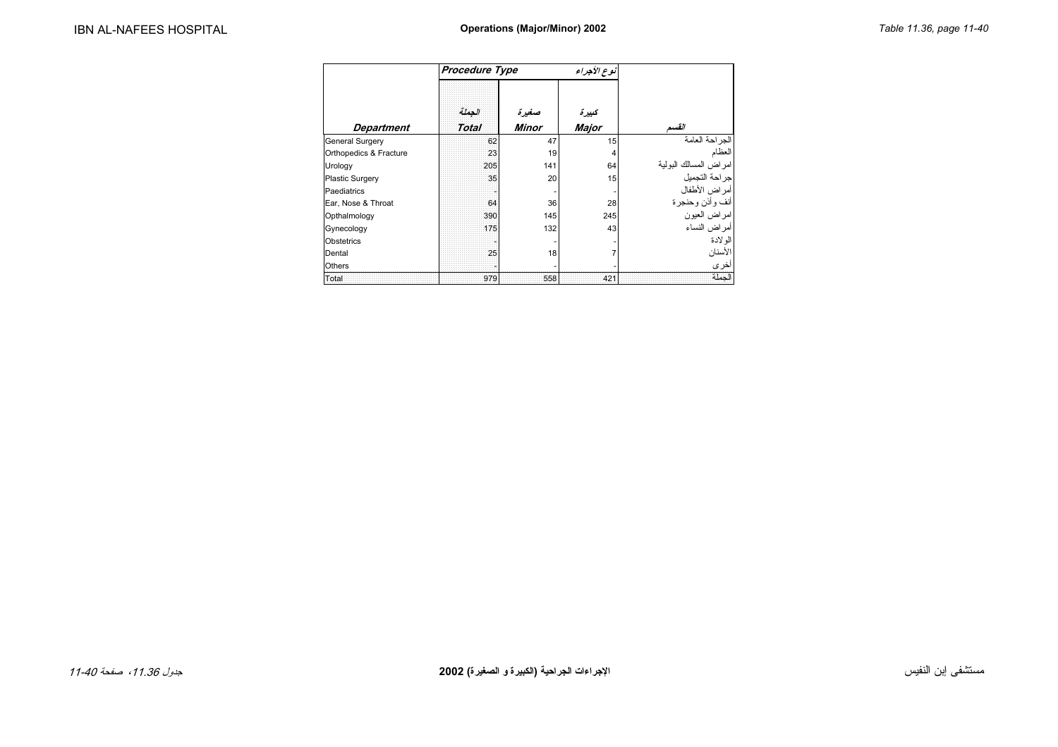# Operations (Major/Minor) 2002

| | Procedure Type | | نوع الأجراء | |
|---|---|---|---|---|
| Department | الجملة Total | صغيرة Minor | كبيرة Major | القسم |
| General Surgery | 62 | 47 | 15 | الجراحة العامة |
| Orthopedics & Fracture | 23 | 19 | 4 | العظام |
| Urology | 205 | 141 | 64 | امراض المسالك البولية |
| Plastic Surgery | 35 | 20 | 15 | جراحة التجميل |
| Paediatrics | - | - | - | أمراض الأطفال |
| Ear, Nose & Throat | 64 | 36 | 28 | أنف وأذن وحنجرة |
| Opthalmology | 390 | 145 | 245 | امراض العيون |
| Gynecology | 175 | 132 | 43 | أمراض النساء |
| Obstetrics | - | - | - | الولادة |
| Dental | 25 | 18 | 7 | الأسنان |
| Others | - | - | - | أخرى |
| Total | 979 | 558 | 421 | الجملة |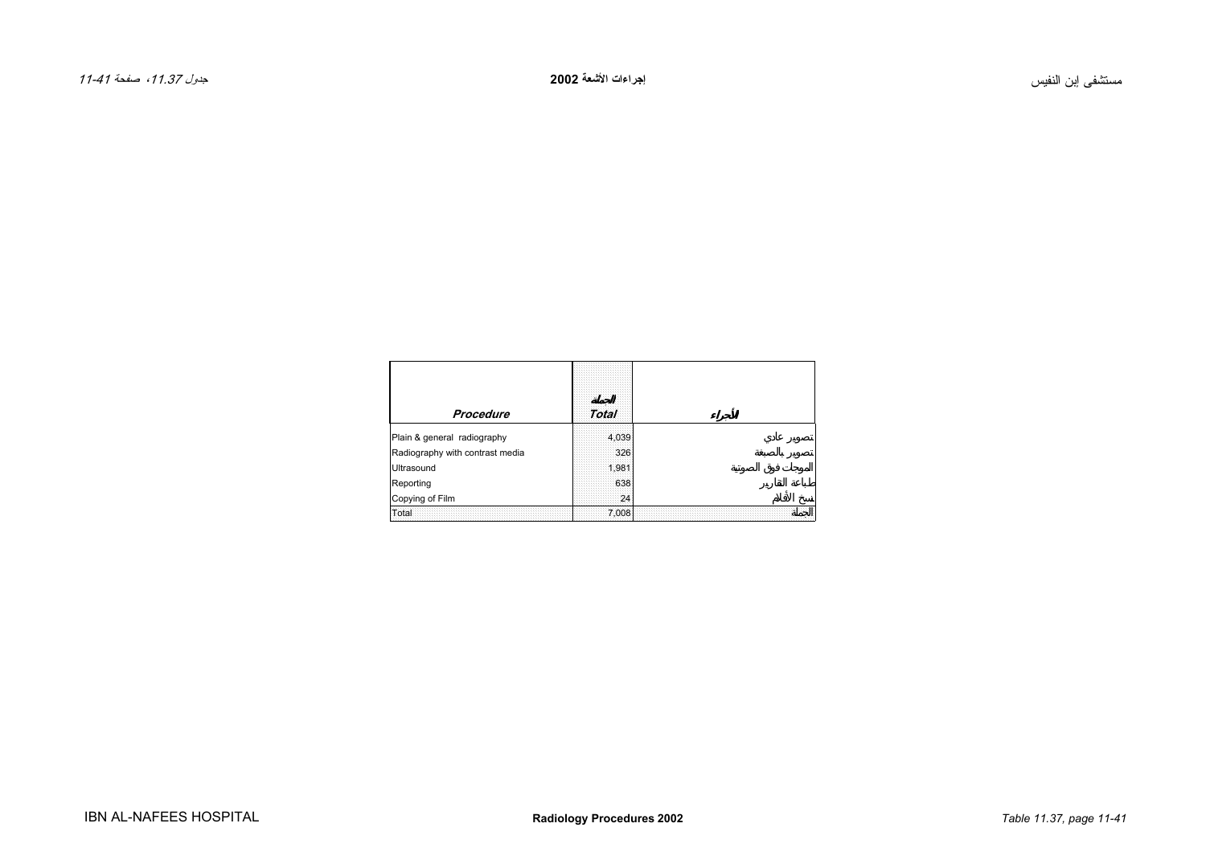| Procedure | الجملة Total | الأجراء |
| --- | --- | --- |
| Plain & general radiography | 4,039 | تصوير عادي |
| Radiography with contrast media | 326 | تصوير بالصبغة |
| Ultrasound | 1,981 | الموجات فوق الصوتية |
| Reporting | 638 | طباعة التقارير |
| Copying of Film | 24 | نسخ الأفلام |
| Total | 7,008 | الجملة |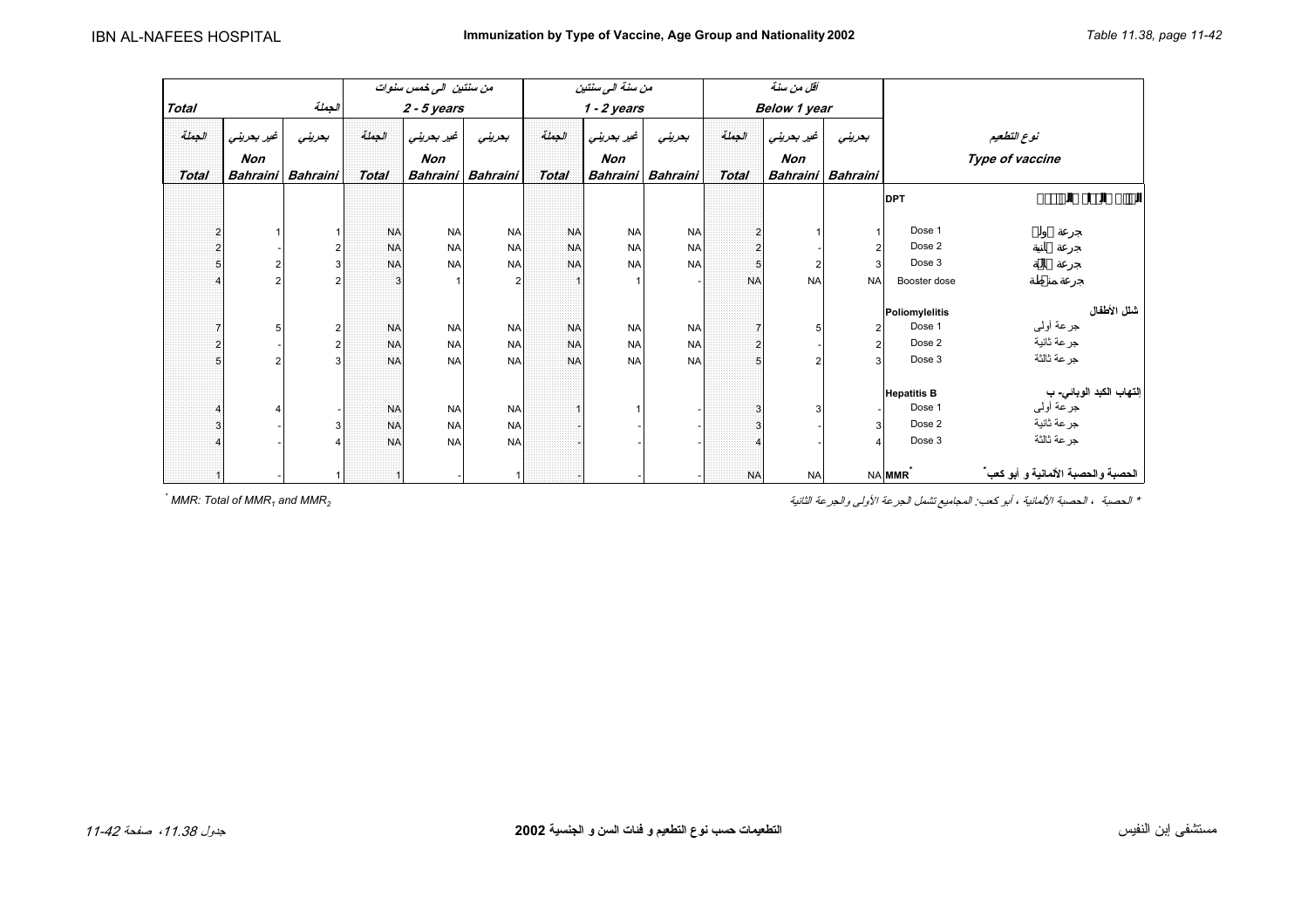# Immunization by Type of Vaccine, Age Group and Nationality 2002

IBN AL-NAFEES HOSPITAL

Table 11.38, page 11-42

| Total الجملة | | | 2 - 5 years من سنتين الى خمس سنوات | | | 1 - 2 years من سنة الى سنتين | | | Below 1 year أقل من سنة | | | نوع التطعيم Type of vaccine | |
|---|---|---|---|---|---|---|---|---|---|---|---|---|---|
| الجملة Total | غير بحريني Non Bahraini | بحريني Bahraini | الجملة Total | غير بحريني Non Bahraini | بحريني Bahraini | الجملة Total | غير بحريني Non Bahraini | بحريني Bahraini | الجملة Total | غير بحريني Non Bahraini | بحريني Bahraini | | |
| | | | | | | | | | | | | **DPT** | |
| 2 | 1 | 1 | NA | NA | NA | NA | NA | NA | 2 | 1 | 1 | Dose 1 | جرعة أولى |
| 2 | - | 2 | NA | NA | NA | NA | NA | NA | 2 | - | 2 | Dose 2 | جرعة ثانية |
| 5 | 2 | 3 | NA | NA | NA | NA | NA | NA | 5 | 2 | 3 | Dose 3 | جرعة ثالثة |
| 4 | 2 | 2 | 3 | 1 | 2 | 1 | 1 | - | NA | NA | NA | Booster dose | جرعة منشطة |
| | | | | | | | | | | | | **Poliomyelitis** | **شلل الأطفال** |
| 7 | 5 | 2 | NA | NA | NA | NA | NA | NA | 7 | 5 | 2 | Dose 1 | جرعة أولى |
| 2 | - | 2 | NA | NA | NA | NA | NA | NA | 2 | - | 2 | Dose 2 | جرعة ثانية |
| 5 | 2 | 3 | NA | NA | NA | NA | NA | NA | 5 | 2 | 3 | Dose 3 | جرعة ثالثة |
| | | | | | | | | | | | | **Hepatitis B** | **إلتهاب الكبد الوبائي- ب** |
| 4 | 4 | - | NA | NA | NA | 1 | 1 | - | 3 | 3 | - | Dose 1 | جرعة أولى |
| 3 | - | 3 | NA | NA | NA | - | - | - | 3 | - | 3 | Dose 2 | جرعة ثانية |
| 4 | - | 4 | NA | NA | NA | - | - | - | 4 | - | 4 | Dose 3 | جرعة ثالثة |
| 1 | - | 1 | 1 | - | 1 | - | - | - | NA | NA | NA | **MMR*** | **الحصبة والحصبة الألمانية و أبو كعب*** |

* MMR: Total of $MMR_1$ and $MMR_2$

* الحصبة ، الحصبة الألمانية ، أبو كعب: المجاميع تشمل الجرعة الأولى والجرعة الثانية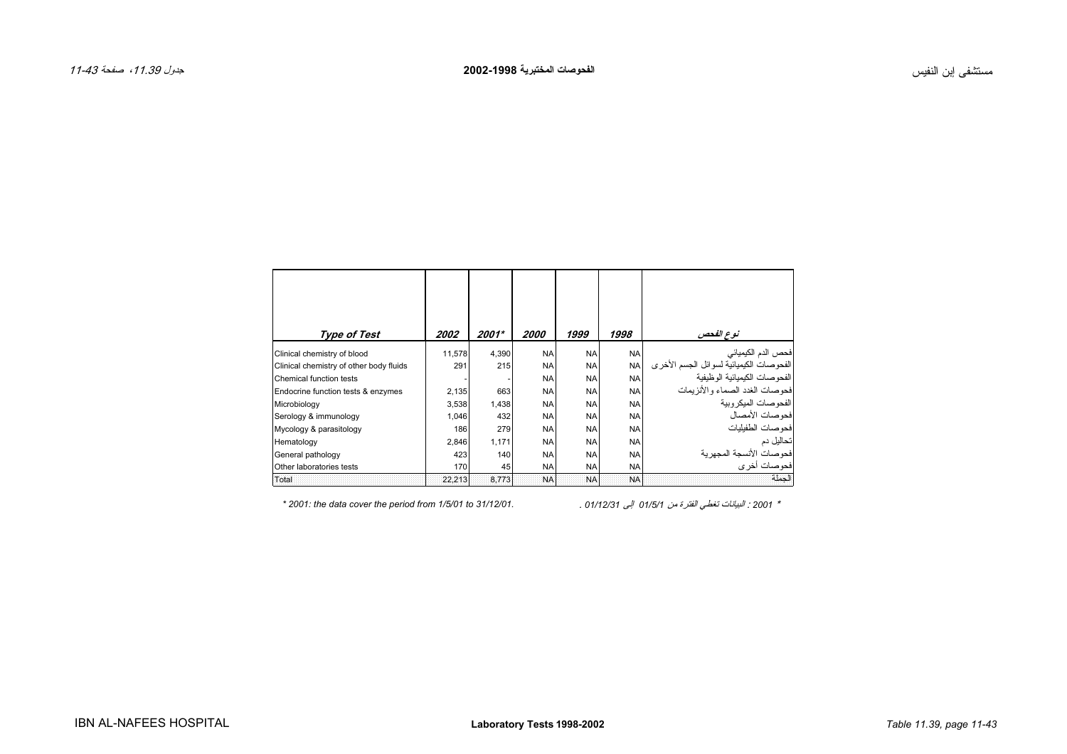# الفحوصات المختبرية 1998-2002

# Laboratory Tests 1998-2002

| *Type of Test* | 2002 | 2001* | 2000 | 1999 | 1998 | *نوع الفحص* |
|---|---|---|---|---|---|---|
| Clinical chemistry of blood | 11,578 | 4,390 | NA | NA | NA | فحص الدم الكيميائي |
| Clinical chemistry of other body fluids | 291 | 215 | NA | NA | NA | الفحوصات الكيميائية لسوائل الجسم الأخرى |
| Chemical function tests | - | - | NA | NA | NA | الفحوصات الكيميائية الوظيفية |
| Endocrine function tests & enzymes | 2,135 | 663 | NA | NA | NA | فحوصات الغدد الصماء والأنزيمات |
| Microbiology | 3,538 | 1,438 | NA | NA | NA | الفحوصات الميكروبية |
| Serology & immunology | 1,046 | 432 | NA | NA | NA | فحوصات الأمصال |
| Mycology & parasitology | 186 | 279 | NA | NA | NA | فحوصات الطفيليات |
| Hematology | 2,846 | 1,171 | NA | NA | NA | تحاليل دم |
| General pathology | 423 | 140 | NA | NA | NA | فحوصات الأنسجة المجهرية |
| Other laboratories tests | 170 | 45 | NA | NA | NA | فحوصات أخرى |
| Total | 22,213 | 8,773 | NA | NA | NA | الجملة |

*\* 2001: the data cover the period from 1/5/01 to 31/12/01.*

*\* 2001 : البيانات تغطي الفترة من 01/5/1 إلى 01/12/31 .*